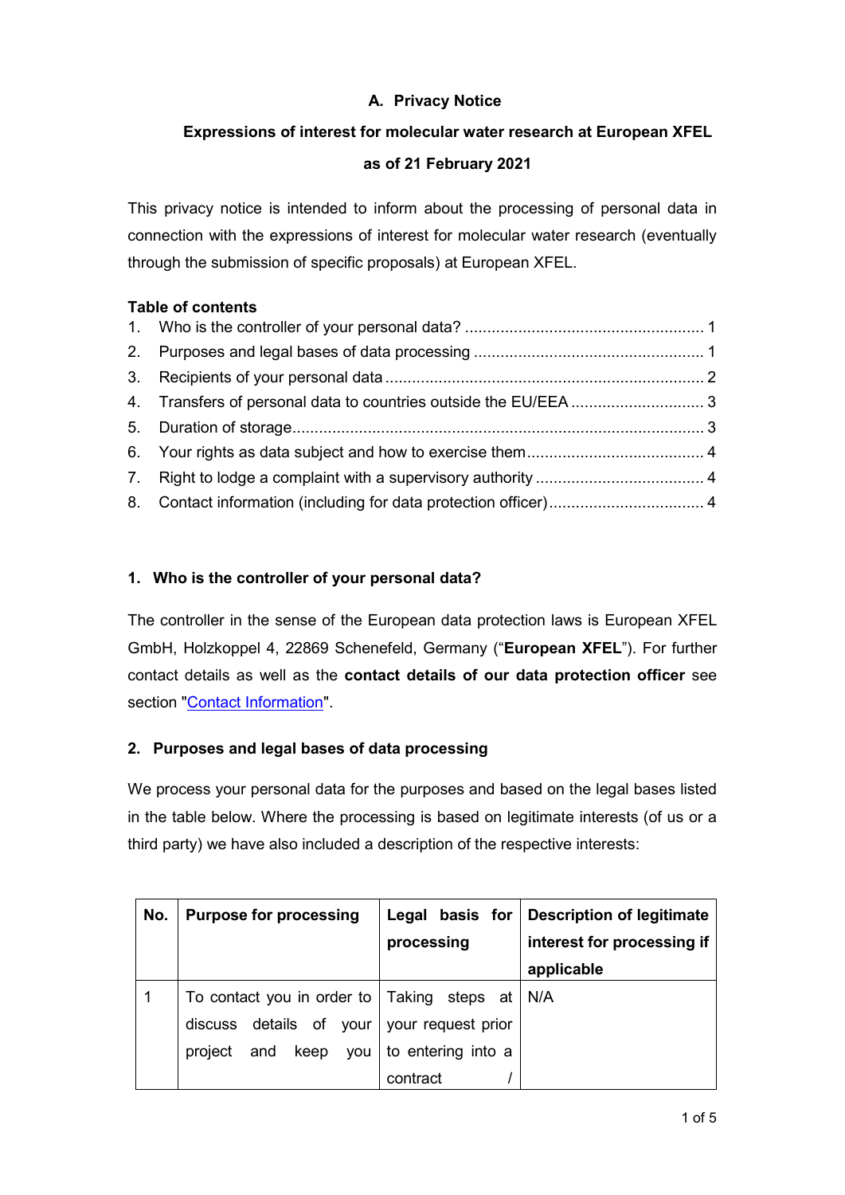# A. Privacy Notice

## Expressions of interest for molecular water research at European XFEL

## as of 21 February 2021

This privacy notice is intended to inform about the processing of personal data in connection with the expressions of interest for molecular water research (eventually through the submission of specific proposals) at European XFEL.

**Table of contents**

1. Who is the controller of your personal data? ...................................................... 1
2. Purposes and legal bases of data processing .................................................... 1
3. Recipients of your personal data ........................................................................ 2
4. Transfers of personal data to countries outside the EU/EEA .............................. 3
5. Duration of storage............................................................................................. 3
6. Your rights as data subject and how to exercise them........................................ 4
7. Right to lodge a complaint with a supervisory authority ...................................... 4
8. Contact information (including for data protection officer)................................... 4

### 1. Who is the controller of your personal data?

The controller in the sense of the European data protection laws is European XFEL GmbH, Holzkoppel 4, 22869 Schenefeld, Germany ("**European XFEL**"). For further contact details as well as the **contact details of our data protection officer** see section "Contact Information".

### 2. Purposes and legal bases of data processing

We process your personal data for the purposes and based on the legal bases listed in the table below. Where the processing is based on legitimate interests (of us or a third party) we have also included a description of the respective interests:

| No. | Purpose for processing | Legal basis for processing | Description of legitimate interest for processing if applicable |
|---|---|---|---|
| 1 | To contact you in order to discuss details of your project and keep you | Taking steps at your request prior to entering into a contract / | N/A |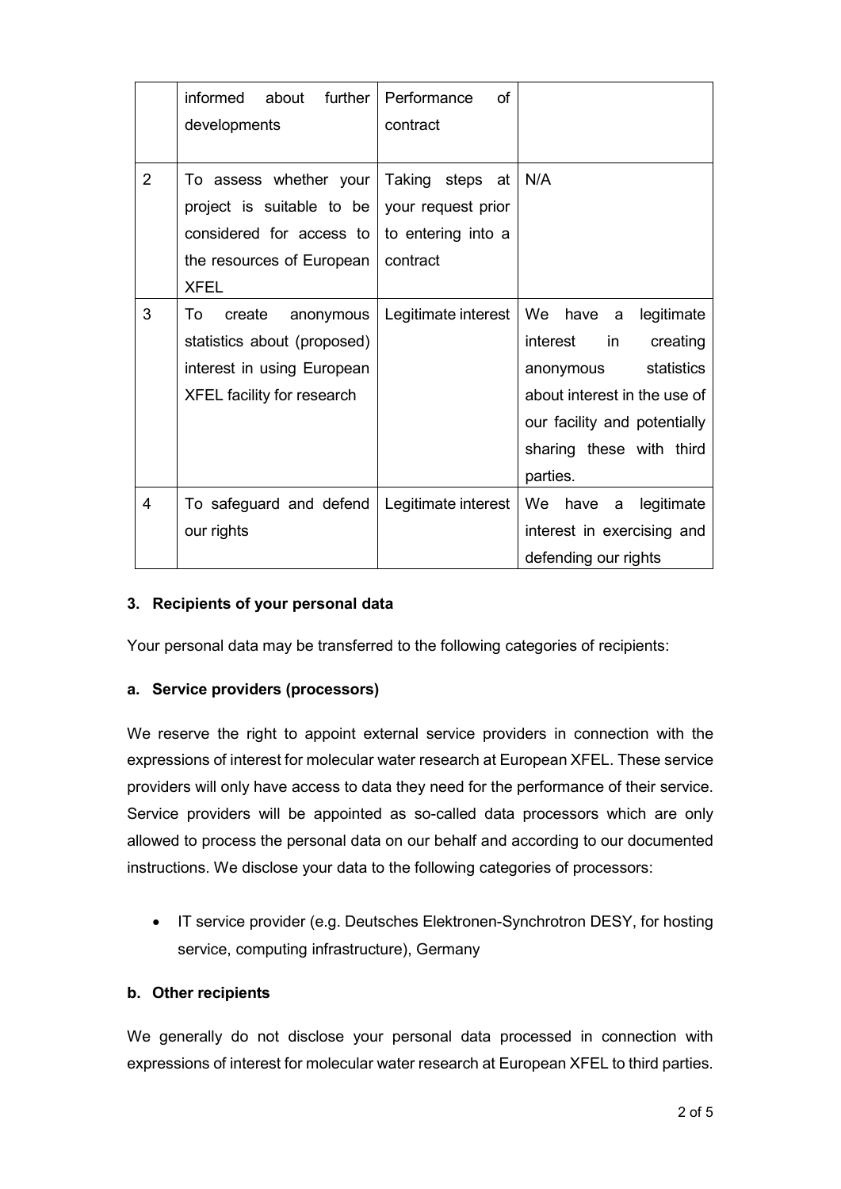| | | | |
|---|---|---|---|
| | informed about further developments | Performance of contract | |
| 2 | To assess whether your project is suitable to be considered for access to the resources of European XFEL | Taking steps at your request prior to entering into a contract | N/A |
| 3 | To create anonymous statistics about (proposed) interest in using European XFEL facility for research | Legitimate interest | We have a legitimate interest in creating anonymous statistics about interest in the use of our facility and potentially sharing these with third parties. |
| 4 | To safeguard and defend our rights | Legitimate interest | We have a legitimate interest in exercising and defending our rights |

### 3. Recipients of your personal data

Your personal data may be transferred to the following categories of recipients:

#### a. Service providers (processors)

We reserve the right to appoint external service providers in connection with the expressions of interest for molecular water research at European XFEL. These service providers will only have access to data they need for the performance of their service. Service providers will be appointed as so-called data processors which are only allowed to process the personal data on our behalf and according to our documented instructions. We disclose your data to the following categories of processors:

- IT service provider (e.g. Deutsches Elektronen-Synchrotron DESY, for hosting service, computing infrastructure), Germany

#### b. Other recipients

We generally do not disclose your personal data processed in connection with expressions of interest for molecular water research at European XFEL to third parties.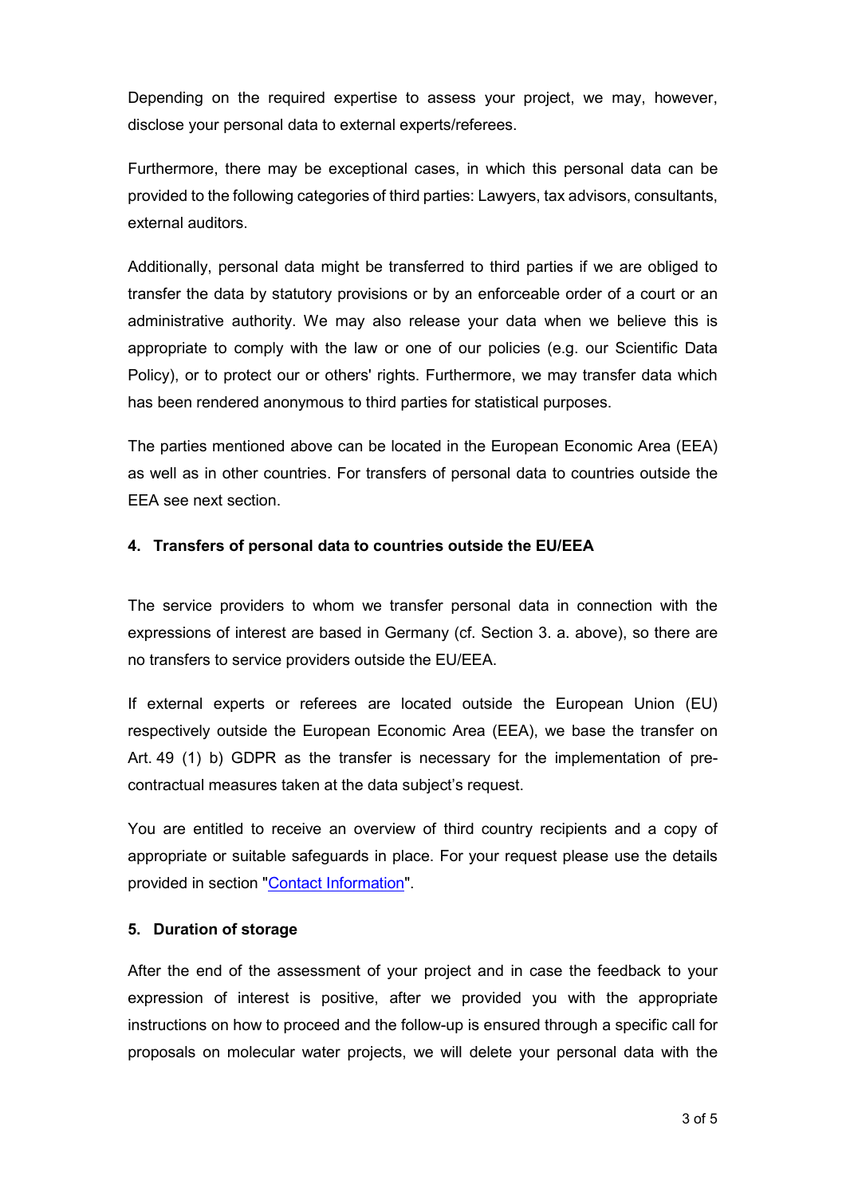Depending on the required expertise to assess your project, we may, however, disclose your personal data to external experts/referees.

Furthermore, there may be exceptional cases, in which this personal data can be provided to the following categories of third parties: Lawyers, tax advisors, consultants, external auditors.

Additionally, personal data might be transferred to third parties if we are obliged to transfer the data by statutory provisions or by an enforceable order of a court or an administrative authority. We may also release your data when we believe this is appropriate to comply with the law or one of our policies (e.g. our Scientific Data Policy), or to protect our or others' rights. Furthermore, we may transfer data which has been rendered anonymous to third parties for statistical purposes.

The parties mentioned above can be located in the European Economic Area (EEA) as well as in other countries. For transfers of personal data to countries outside the EEA see next section.

## 4. Transfers of personal data to countries outside the EU/EEA

The service providers to whom we transfer personal data in connection with the expressions of interest are based in Germany (cf. Section 3. a. above), so there are no transfers to service providers outside the EU/EEA.

If external experts or referees are located outside the European Union (EU) respectively outside the European Economic Area (EEA), we base the transfer on Art. 49 (1) b) GDPR as the transfer is necessary for the implementation of pre-contractual measures taken at the data subject's request.

You are entitled to receive an overview of third country recipients and a copy of appropriate or suitable safeguards in place. For your request please use the details provided in section "[Contact Information]".

## 5. Duration of storage

After the end of the assessment of your project and in case the feedback to your expression of interest is positive, after we provided you with the appropriate instructions on how to proceed and the follow-up is ensured through a specific call for proposals on molecular water projects, we will delete your personal data with the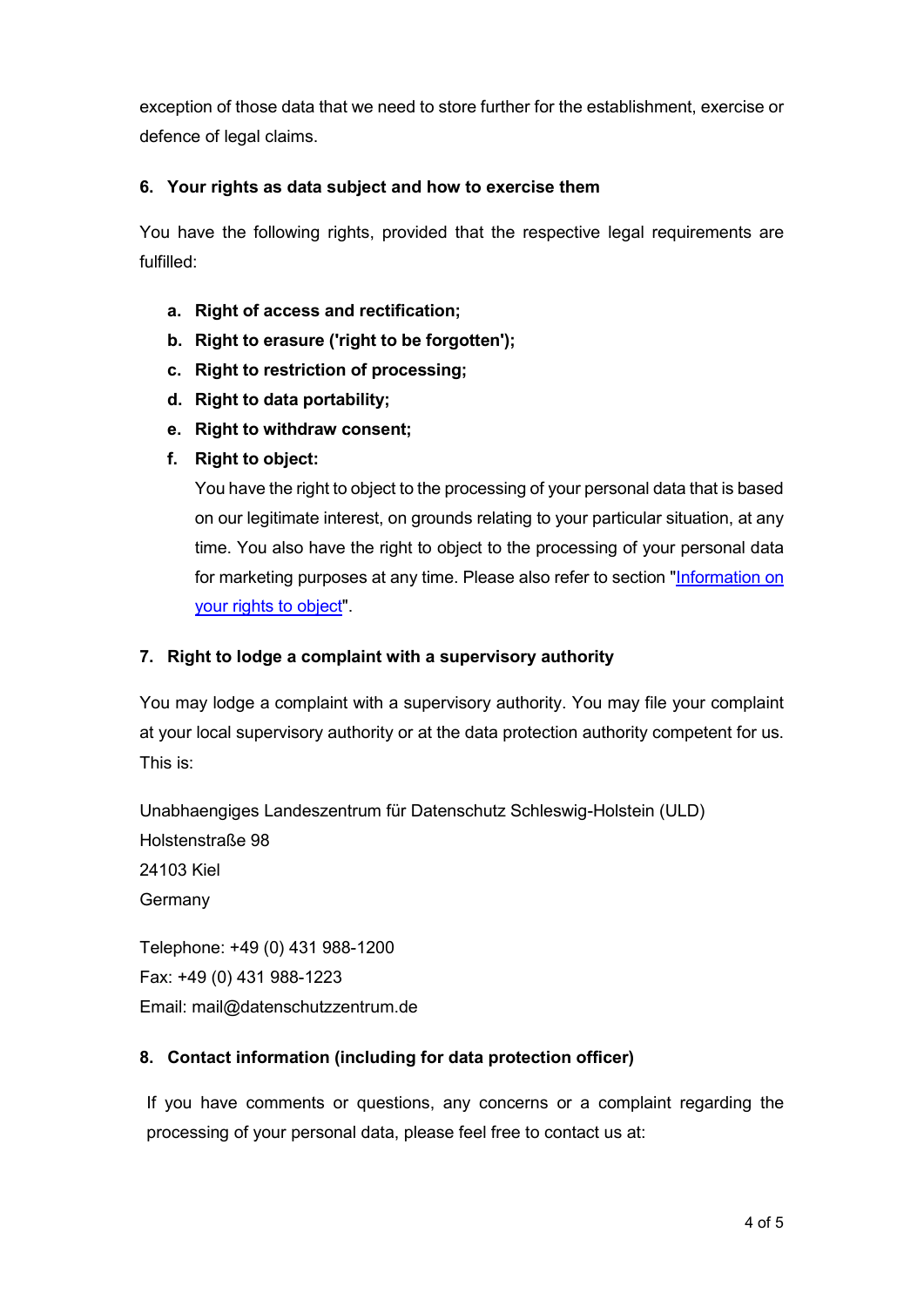exception of those data that we need to store further for the establishment, exercise or defence of legal claims.

## 6. Your rights as data subject and how to exercise them

You have the following rights, provided that the respective legal requirements are fulfilled:

a. **Right of access and rectification;**
b. **Right to erasure ('right to be forgotten');**
c. **Right to restriction of processing;**
d. **Right to data portability;**
e. **Right to withdraw consent;**
f. **Right to object:**
   You have the right to object to the processing of your personal data that is based on our legitimate interest, on grounds relating to your particular situation, at any time. You also have the right to object to the processing of your personal data for marketing purposes at any time. Please also refer to section "[Information on your rights to object]".

## 7. Right to lodge a complaint with a supervisory authority

You may lodge a complaint with a supervisory authority. You may file your complaint at your local supervisory authority or at the data protection authority competent for us. This is:

Unabhaengiges Landeszentrum für Datenschutz Schleswig-Holstein (ULD)
Holstenstraße 98
24103 Kiel
Germany

Telephone: +49 (0) 431 988-1200
Fax: +49 (0) 431 988-1223
Email: mail@datenschutzzentrum.de

## 8. Contact information (including for data protection officer)

If you have comments or questions, any concerns or a complaint regarding the processing of your personal data, please feel free to contact us at: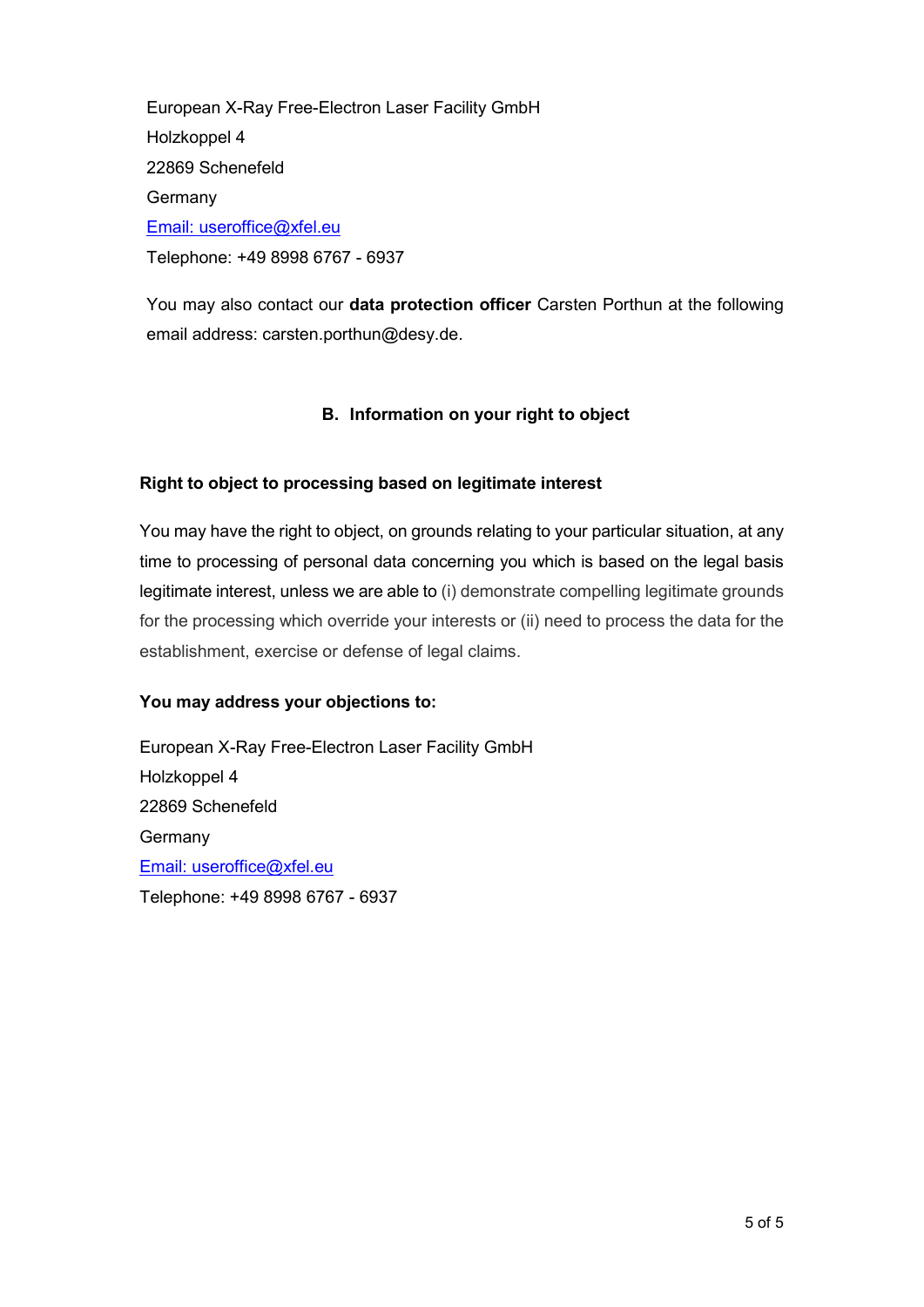European X-Ray Free-Electron Laser Facility GmbH
Holzkoppel 4
22869 Schenefeld
Germany
[Email: useroffice@xfel.eu](mailto:useroffice@xfel.eu)
Telephone: +49 8998 6767 - 6937

You may also contact our **data protection officer** Carsten Porthun at the following email address: carsten.porthun@desy.de.

## B. Information on your right to object

### Right to object to processing based on legitimate interest

You may have the right to object, on grounds relating to your particular situation, at any time to processing of personal data concerning you which is based on the legal basis legitimate interest, unless we are able to (i) demonstrate compelling legitimate grounds for the processing which override your interests or (ii) need to process the data for the establishment, exercise or defense of legal claims.

### You may address your objections to:

European X-Ray Free-Electron Laser Facility GmbH
Holzkoppel 4
22869 Schenefeld
Germany
[Email: useroffice@xfel.eu](mailto:useroffice@xfel.eu)
Telephone: +49 8998 6767 - 6937